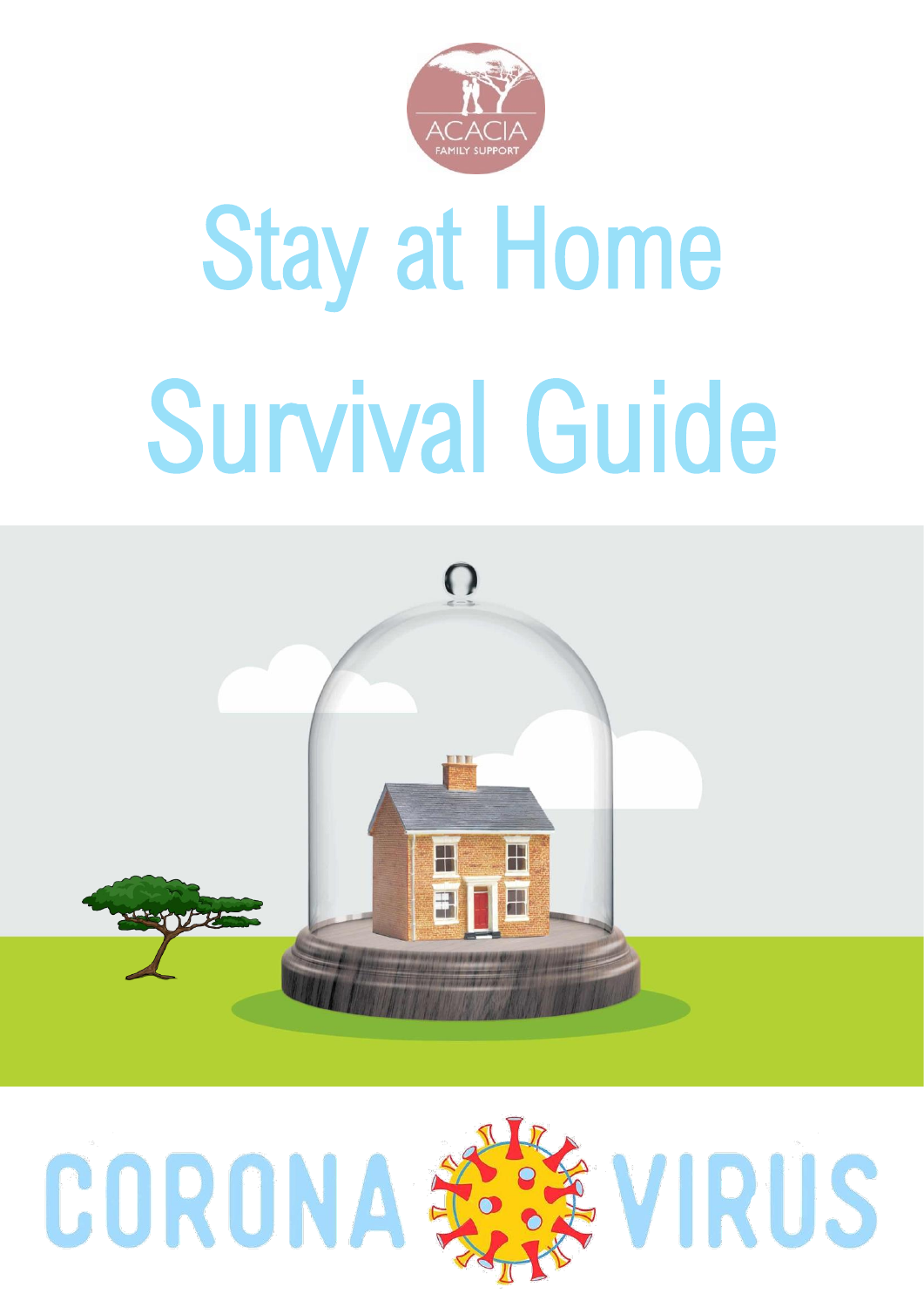ACACIA
FAMILY SUPPORT

# Stay at Home Survival Guide

CORONA VIRUS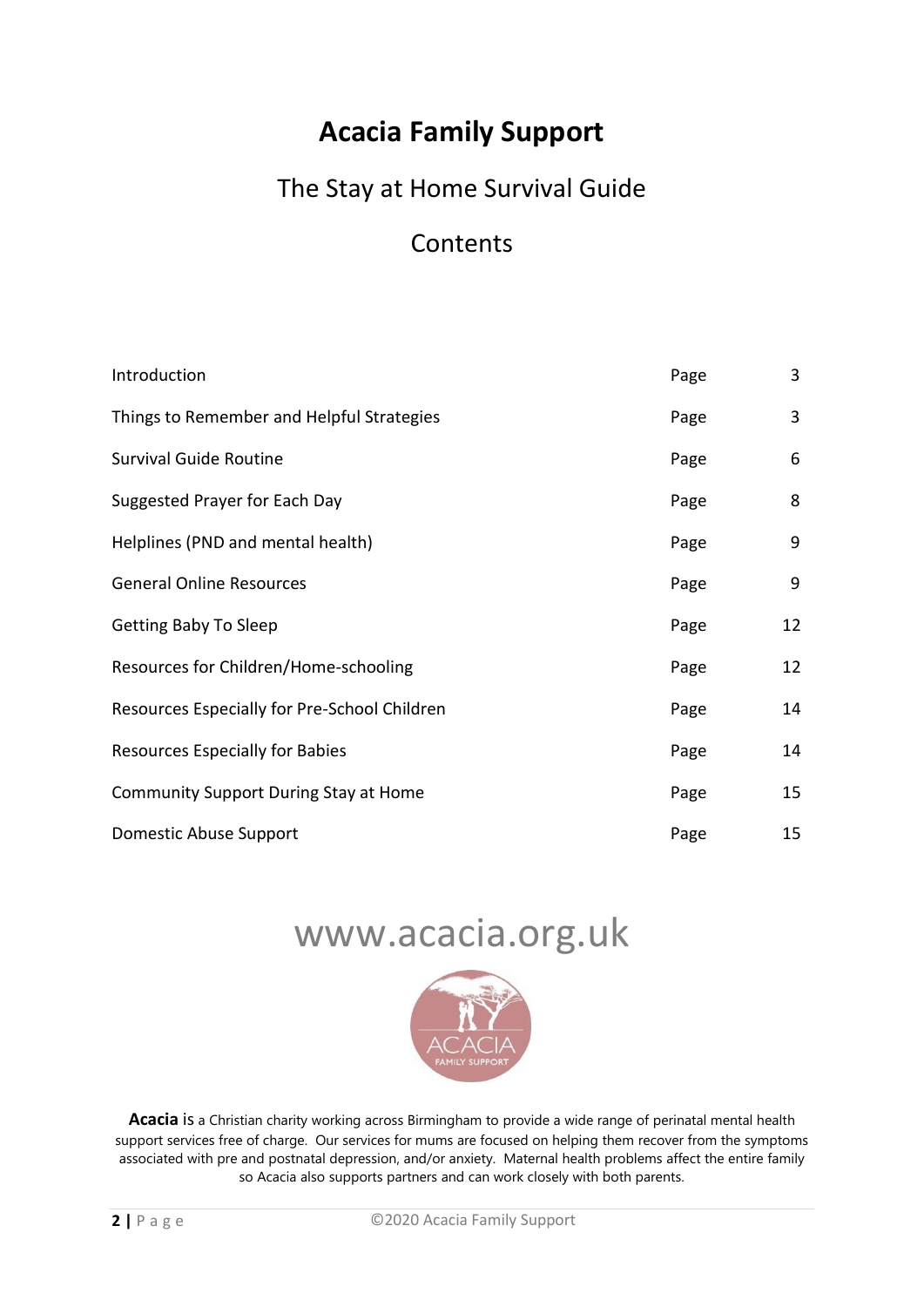# Acacia Family Support

## The Stay at Home Survival Guide

## Contents

| | | |
|---|---|---|
| Introduction | Page | 3 |
| Things to Remember and Helpful Strategies | Page | 3 |
| Survival Guide Routine | Page | 6 |
| Suggested Prayer for Each Day | Page | 8 |
| Helplines (PND and mental health) | Page | 9 |
| General Online Resources | Page | 9 |
| Getting Baby To Sleep | Page | 12 |
| Resources for Children/Home-schooling | Page | 12 |
| Resources Especially for Pre-School Children | Page | 14 |
| Resources Especially for Babies | Page | 14 |
| Community Support During Stay at Home | Page | 15 |
| Domestic Abuse Support | Page | 15 |

www.acacia.org.uk

ACACIA FAMILY SUPPORT

**Acacia** is a Christian charity working across Birmingham to provide a wide range of perinatal mental health support services free of charge. Our services for mums are focused on helping them recover from the symptoms associated with pre and postnatal depression, and/or anxiety. Maternal health problems affect the entire family so Acacia also supports partners and can work closely with both parents.

©2020 Acacia Family Support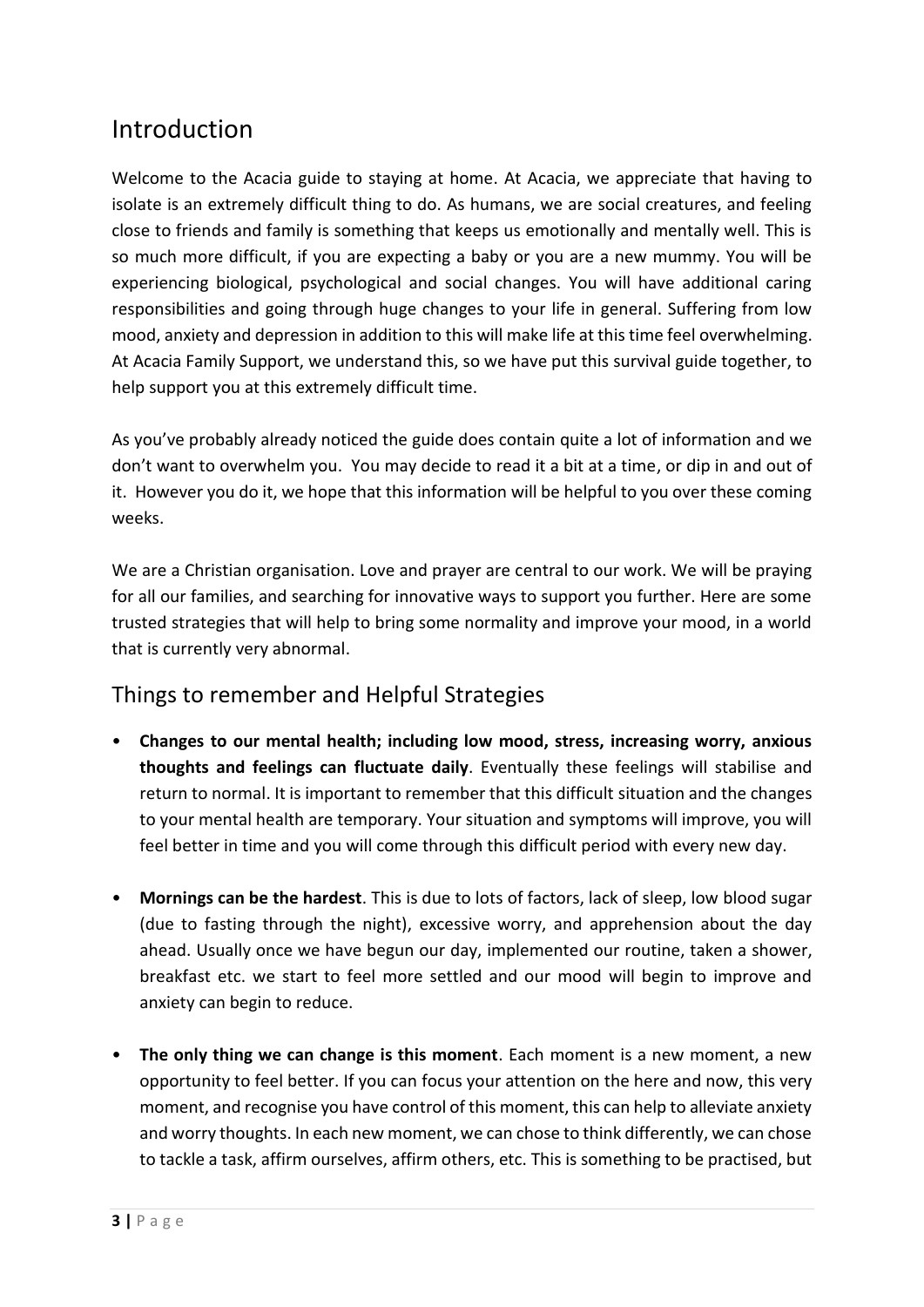## Introduction

Welcome to the Acacia guide to staying at home. At Acacia, we appreciate that having to isolate is an extremely difficult thing to do. As humans, we are social creatures, and feeling close to friends and family is something that keeps us emotionally and mentally well. This is so much more difficult, if you are expecting a baby or you are a new mummy. You will be experiencing biological, psychological and social changes. You will have additional caring responsibilities and going through huge changes to your life in general. Suffering from low mood, anxiety and depression in addition to this will make life at this time feel overwhelming. At Acacia Family Support, we understand this, so we have put this survival guide together, to help support you at this extremely difficult time.

As you've probably already noticed the guide does contain quite a lot of information and we don't want to overwhelm you. You may decide to read it a bit at a time, or dip in and out of it. However you do it, we hope that this information will be helpful to you over these coming weeks.

We are a Christian organisation. Love and prayer are central to our work. We will be praying for all our families, and searching for innovative ways to support you further. Here are some trusted strategies that will help to bring some normality and improve your mood, in a world that is currently very abnormal.

## Things to remember and Helpful Strategies

- **Changes to our mental health; including low mood, stress, increasing worry, anxious thoughts and feelings can fluctuate daily**. Eventually these feelings will stabilise and return to normal. It is important to remember that this difficult situation and the changes to your mental health are temporary. Your situation and symptoms will improve, you will feel better in time and you will come through this difficult period with every new day.

- **Mornings can be the hardest**. This is due to lots of factors, lack of sleep, low blood sugar (due to fasting through the night), excessive worry, and apprehension about the day ahead. Usually once we have begun our day, implemented our routine, taken a shower, breakfast etc. we start to feel more settled and our mood will begin to improve and anxiety can begin to reduce.

- **The only thing we can change is this moment**. Each moment is a new moment, a new opportunity to feel better. If you can focus your attention on the here and now, this very moment, and recognise you have control of this moment, this can help to alleviate anxiety and worry thoughts. In each new moment, we can chose to think differently, we can chose to tackle a task, affirm ourselves, affirm others, etc. This is something to be practised, but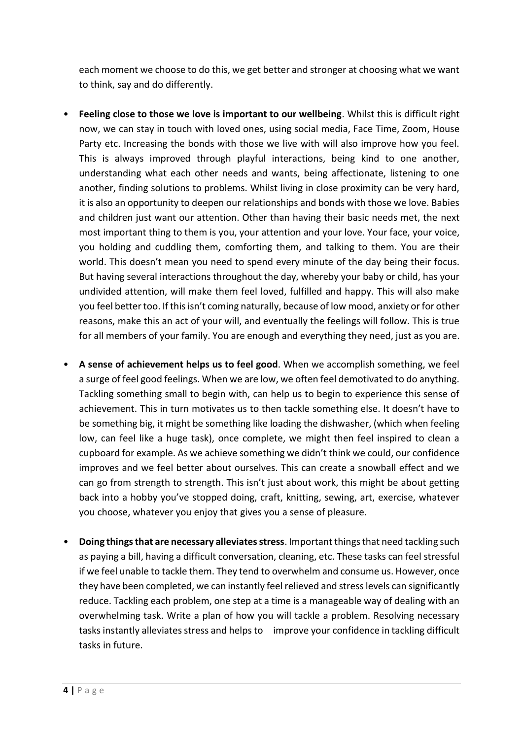each moment we choose to do this, we get better and stronger at choosing what we want to think, say and do differently.

- **Feeling close to those we love is important to our wellbeing**. Whilst this is difficult right now, we can stay in touch with loved ones, using social media, Face Time, Zoom, House Party etc. Increasing the bonds with those we live with will also improve how you feel. This is always improved through playful interactions, being kind to one another, understanding what each other needs and wants, being affectionate, listening to one another, finding solutions to problems. Whilst living in close proximity can be very hard, it is also an opportunity to deepen our relationships and bonds with those we love. Babies and children just want our attention. Other than having their basic needs met, the next most important thing to them is you, your attention and your love. Your face, your voice, you holding and cuddling them, comforting them, and talking to them. You are their world. This doesn't mean you need to spend every minute of the day being their focus. But having several interactions throughout the day, whereby your baby or child, has your undivided attention, will make them feel loved, fulfilled and happy. This will also make you feel better too. If this isn't coming naturally, because of low mood, anxiety or for other reasons, make this an act of your will, and eventually the feelings will follow. This is true for all members of your family. You are enough and everything they need, just as you are.

- **A sense of achievement helps us to feel good**. When we accomplish something, we feel a surge of feel good feelings. When we are low, we often feel demotivated to do anything. Tackling something small to begin with, can help us to begin to experience this sense of achievement. This in turn motivates us to then tackle something else. It doesn't have to be something big, it might be something like loading the dishwasher, (which when feeling low, can feel like a huge task), once complete, we might then feel inspired to clean a cupboard for example. As we achieve something we didn't think we could, our confidence improves and we feel better about ourselves. This can create a snowball effect and we can go from strength to strength. This isn't just about work, this might be about getting back into a hobby you've stopped doing, craft, knitting, sewing, art, exercise, whatever you choose, whatever you enjoy that gives you a sense of pleasure.

- **Doing things that are necessary alleviates stress**. Important things that need tackling such as paying a bill, having a difficult conversation, cleaning, etc. These tasks can feel stressful if we feel unable to tackle them. They tend to overwhelm and consume us. However, once they have been completed, we can instantly feel relieved and stress levels can significantly reduce. Tackling each problem, one step at a time is a manageable way of dealing with an overwhelming task. Write a plan of how you will tackle a problem. Resolving necessary tasks instantly alleviates stress and helps to improve your confidence in tackling difficult tasks in future.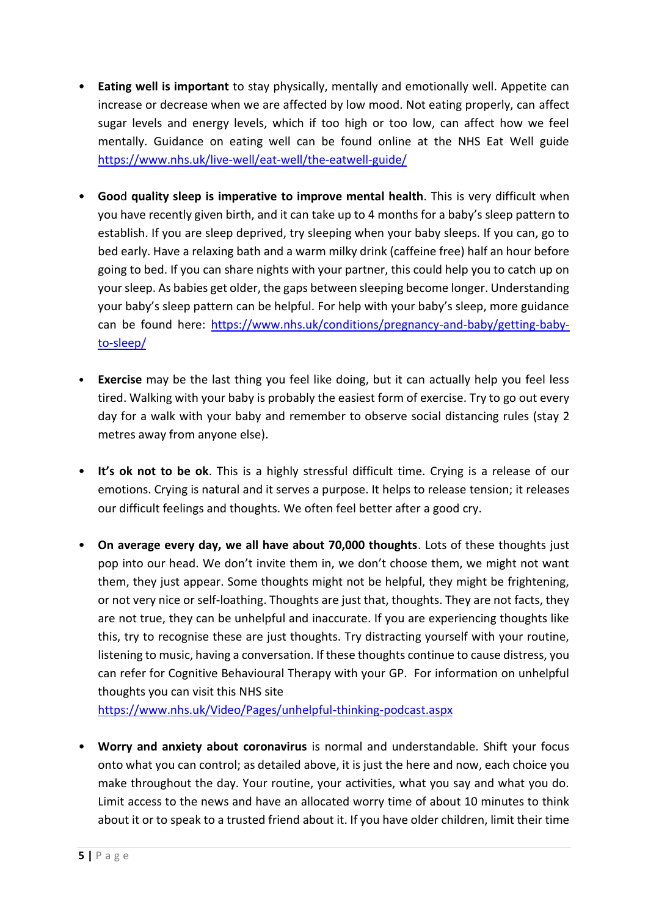- **Eating well is important** to stay physically, mentally and emotionally well. Appetite can increase or decrease when we are affected by low mood. Not eating properly, can affect sugar levels and energy levels, which if too high or too low, can affect how we feel mentally. Guidance on eating well can be found online at the NHS Eat Well guide https://www.nhs.uk/live-well/eat-well/the-eatwell-guide/

- **Good quality sleep is imperative to improve mental health**. This is very difficult when you have recently given birth, and it can take up to 4 months for a baby's sleep pattern to establish. If you are sleep deprived, try sleeping when your baby sleeps. If you can, go to bed early. Have a relaxing bath and a warm milky drink (caffeine free) half an hour before going to bed. If you can share nights with your partner, this could help you to catch up on your sleep. As babies get older, the gaps between sleeping become longer. Understanding your baby's sleep pattern can be helpful. For help with your baby's sleep, more guidance can be found here: https://www.nhs.uk/conditions/pregnancy-and-baby/getting-baby-to-sleep/

- **Exercise** may be the last thing you feel like doing, but it can actually help you feel less tired. Walking with your baby is probably the easiest form of exercise. Try to go out every day for a walk with your baby and remember to observe social distancing rules (stay 2 metres away from anyone else).

- **It's ok not to be ok**. This is a highly stressful difficult time. Crying is a release of our emotions. Crying is natural and it serves a purpose. It helps to release tension; it releases our difficult feelings and thoughts. We often feel better after a good cry.

- **On average every day, we all have about 70,000 thoughts**. Lots of these thoughts just pop into our head. We don't invite them in, we don't choose them, we might not want them, they just appear. Some thoughts might not be helpful, they might be frightening, or not very nice or self-loathing. Thoughts are just that, thoughts. They are not facts, they are not true, they can be unhelpful and inaccurate. If you are experiencing thoughts like this, try to recognise these are just thoughts. Try distracting yourself with your routine, listening to music, having a conversation. If these thoughts continue to cause distress, you can refer for Cognitive Behavioural Therapy with your GP. For information on unhelpful thoughts you can visit this NHS site https://www.nhs.uk/Video/Pages/unhelpful-thinking-podcast.aspx

- **Worry and anxiety about coronavirus** is normal and understandable. Shift your focus onto what you can control; as detailed above, it is just the here and now, each choice you make throughout the day. Your routine, your activities, what you say and what you do. Limit access to the news and have an allocated worry time of about 10 minutes to think about it or to speak to a trusted friend about it. If you have older children, limit their time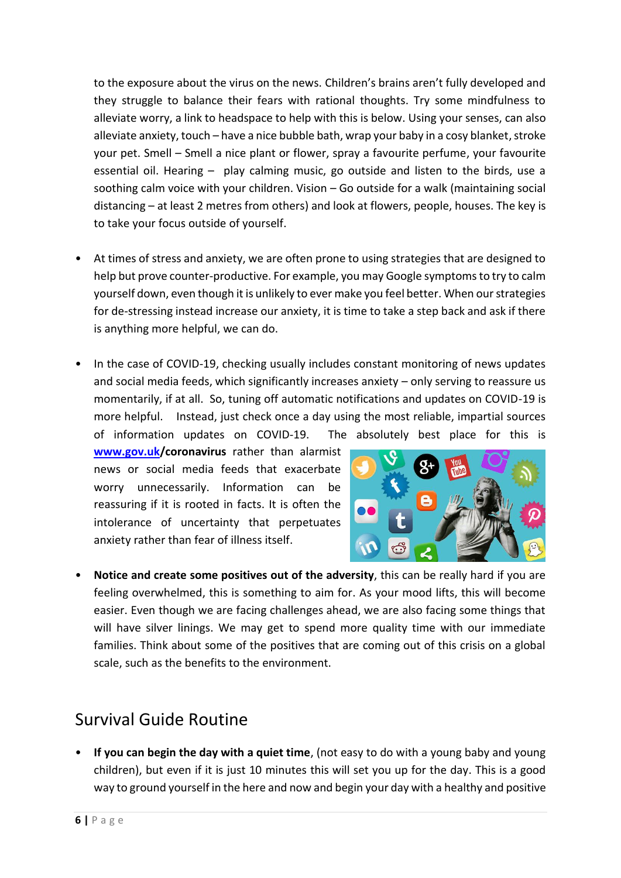to the exposure about the virus on the news. Children's brains aren't fully developed and they struggle to balance their fears with rational thoughts. Try some mindfulness to alleviate worry, a link to headspace to help with this is below. Using your senses, can also alleviate anxiety, touch – have a nice bubble bath, wrap your baby in a cosy blanket, stroke your pet. Smell – Smell a nice plant or flower, spray a favourite perfume, your favourite essential oil. Hearing – play calming music, go outside and listen to the birds, use a soothing calm voice with your children. Vision – Go outside for a walk (maintaining social distancing – at least 2 metres from others) and look at flowers, people, houses. The key is to take your focus outside of yourself.

- At times of stress and anxiety, we are often prone to using strategies that are designed to help but prove counter-productive. For example, you may Google symptoms to try to calm yourself down, even though it is unlikely to ever make you feel better. When our strategies for de-stressing instead increase our anxiety, it is time to take a step back and ask if there is anything more helpful, we can do.

- In the case of COVID-19, checking usually includes constant monitoring of news updates and social media feeds, which significantly increases anxiety – only serving to reassure us momentarily, if at all. So, tuning off automatic notifications and updates on COVID-19 is more helpful. Instead, just check once a day using the most reliable, impartial sources of information updates on COVID-19. The absolutely best place for this is **www.gov.uk/coronavirus** rather than alarmist news or social media feeds that exacerbate worry unnecessarily. Information can be reassuring if it is rooted in facts. It is often the intolerance of uncertainty that perpetuates anxiety rather than fear of illness itself.

- **Notice and create some positives out of the adversity**, this can be really hard if you are feeling overwhelmed, this is something to aim for. As your mood lifts, this will become easier. Even though we are facing challenges ahead, we are also facing some things that will have silver linings. We may get to spend more quality time with our immediate families. Think about some of the positives that are coming out of this crisis on a global scale, such as the benefits to the environment.

## Survival Guide Routine

- **If you can begin the day with a quiet time**, (not easy to do with a young baby and young children), but even if it is just 10 minutes this will set you up for the day. This is a good way to ground yourself in the here and now and begin your day with a healthy and positive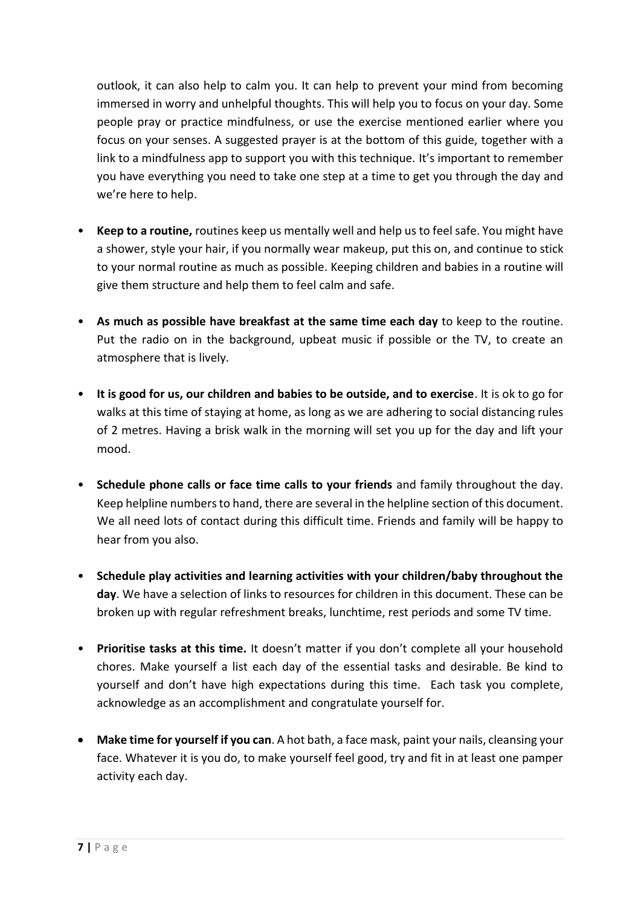outlook, it can also help to calm you. It can help to prevent your mind from becoming immersed in worry and unhelpful thoughts. This will help you to focus on your day. Some people pray or practice mindfulness, or use the exercise mentioned earlier where you focus on your senses. A suggested prayer is at the bottom of this guide, together with a link to a mindfulness app to support you with this technique. It's important to remember you have everything you need to take one step at a time to get you through the day and we're here to help.

- **Keep to a routine,** routines keep us mentally well and help us to feel safe. You might have a shower, style your hair, if you normally wear makeup, put this on, and continue to stick to your normal routine as much as possible. Keeping children and babies in a routine will give them structure and help them to feel calm and safe.

- **As much as possible have breakfast at the same time each day** to keep to the routine. Put the radio on in the background, upbeat music if possible or the TV, to create an atmosphere that is lively.

- **It is good for us, our children and babies to be outside, and to exercise**. It is ok to go for walks at this time of staying at home, as long as we are adhering to social distancing rules of 2 metres. Having a brisk walk in the morning will set you up for the day and lift your mood.

- **Schedule phone calls or face time calls to your friends** and family throughout the day. Keep helpline numbers to hand, there are several in the helpline section of this document. We all need lots of contact during this difficult time. Friends and family will be happy to hear from you also.

- **Schedule play activities and learning activities with your children/baby throughout the day**. We have a selection of links to resources for children in this document. These can be broken up with regular refreshment breaks, lunchtime, rest periods and some TV time.

- **Prioritise tasks at this time.** It doesn't matter if you don't complete all your household chores. Make yourself a list each day of the essential tasks and desirable. Be kind to yourself and don't have high expectations during this time. Each task you complete, acknowledge as an accomplishment and congratulate yourself for.

- **Make time for yourself if you can**. A hot bath, a face mask, paint your nails, cleansing your face. Whatever it is you do, to make yourself feel good, try and fit in at least one pamper activity each day.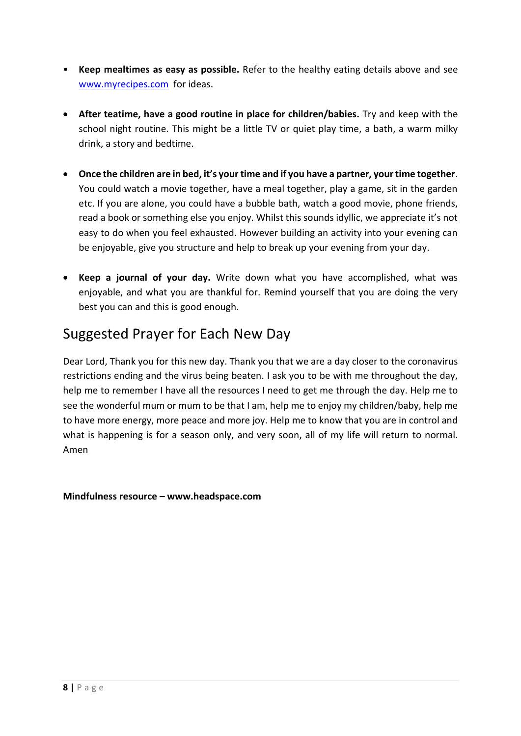- **Keep mealtimes as easy as possible.** Refer to the healthy eating details above and see [www.myrecipes.com](http://www.myrecipes.com) for ideas.

- **After teatime, have a good routine in place for children/babies.** Try and keep with the school night routine. This might be a little TV or quiet play time, a bath, a warm milky drink, a story and bedtime.

- **Once the children are in bed, it's your time and if you have a partner, your time together**. You could watch a movie together, have a meal together, play a game, sit in the garden etc. If you are alone, you could have a bubble bath, watch a good movie, phone friends, read a book or something else you enjoy. Whilst this sounds idyllic, we appreciate it's not easy to do when you feel exhausted. However building an activity into your evening can be enjoyable, give you structure and help to break up your evening from your day.

- **Keep a journal of your day.** Write down what you have accomplished, what was enjoyable, and what you are thankful for. Remind yourself that you are doing the very best you can and this is good enough.

## Suggested Prayer for Each New Day

Dear Lord, Thank you for this new day. Thank you that we are a day closer to the coronavirus restrictions ending and the virus being beaten. I ask you to be with me throughout the day, help me to remember I have all the resources I need to get me through the day. Help me to see the wonderful mum or mum to be that I am, help me to enjoy my children/baby, help me to have more energy, more peace and more joy. Help me to know that you are in control and what is happening is for a season only, and very soon, all of my life will return to normal. Amen

**Mindfulness resource – www.headspace.com**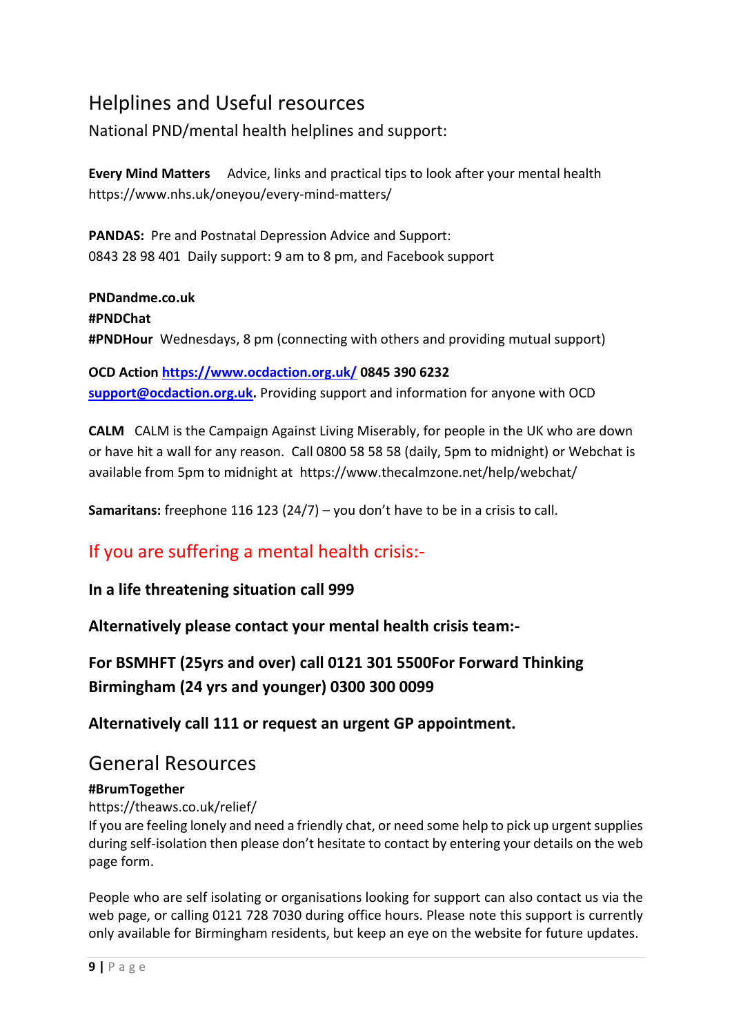# Helplines and Useful resources

National PND/mental health helplines and support:

**Every Mind Matters** Advice, links and practical tips to look after your mental health https://www.nhs.uk/oneyou/every-mind-matters/

**PANDAS:** Pre and Postnatal Depression Advice and Support:
0843 28 98 401 Daily support: 9 am to 8 pm, and Facebook support

**PNDandme.co.uk**
**#PNDChat**
**#PNDHour** Wednesdays, 8 pm (connecting with others and providing mutual support)

**OCD Action [https://www.ocdaction.org.uk/](https://www.ocdaction.org.uk/) 0845 390 6232**
**[support@ocdaction.org.uk](mailto:support@ocdaction.org.uk).** Providing support and information for anyone with OCD

**CALM** CALM is the Campaign Against Living Miserably, for people in the UK who are down or have hit a wall for any reason. Call 0800 58 58 58 (daily, 5pm to midnight) or Webchat is available from 5pm to midnight at https://www.thecalmzone.net/help/webchat/

**Samaritans:** freephone 116 123 (24/7) – you don't have to be in a crisis to call.

## If you are suffering a mental health crisis:-

**In a life threatening situation call 999**

**Alternatively please contact your mental health crisis team:-**

**For BSMHFT (25yrs and over) call 0121 301 5500For Forward Thinking Birmingham (24 yrs and younger) 0300 300 0099**

**Alternatively call 111 or request an urgent GP appointment.**

# General Resources

**#BrumTogether**
https://theaws.co.uk/relief/
If you are feeling lonely and need a friendly chat, or need some help to pick up urgent supplies during self-isolation then please don't hesitate to contact by entering your details on the web page form.

People who are self isolating or organisations looking for support can also contact us via the web page, or calling 0121 728 7030 during office hours. Please note this support is currently only available for Birmingham residents, but keep an eye on the website for future updates.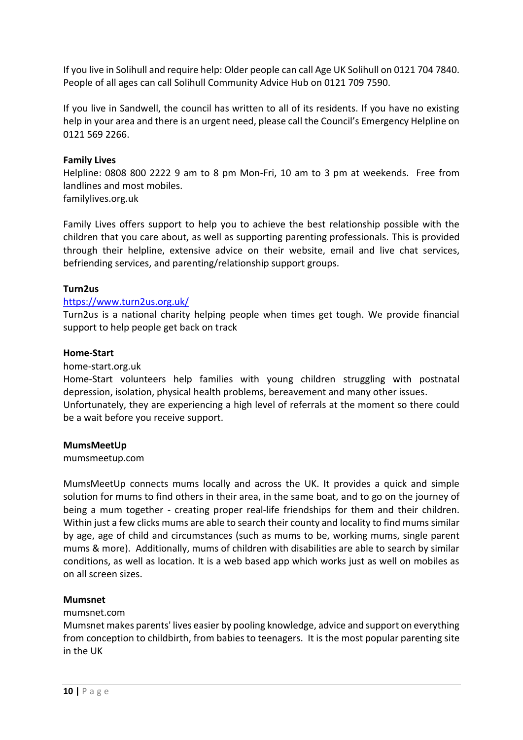If you live in Solihull and require help: Older people can call Age UK Solihull on 0121 704 7840. People of all ages can call Solihull Community Advice Hub on 0121 709 7590.

If you live in Sandwell, the council has written to all of its residents. If you have no existing help in your area and there is an urgent need, please call the Council's Emergency Helpline on 0121 569 2266.

**Family Lives**

Helpline: 0808 800 2222 9 am to 8 pm Mon-Fri, 10 am to 3 pm at weekends. Free from landlines and most mobiles.
familylives.org.uk

Family Lives offers support to help you to achieve the best relationship possible with the children that you care about, as well as supporting parenting professionals. This is provided through their helpline, extensive advice on their website, email and live chat services, befriending services, and parenting/relationship support groups.

**Turn2us**

[https://www.turn2us.org.uk/](https://www.turn2us.org.uk/)
Turn2us is a national charity helping people when times get tough. We provide financial support to help people get back on track

**Home-Start**

home-start.org.uk
Home-Start volunteers help families with young children struggling with postnatal depression, isolation, physical health problems, bereavement and many other issues.
Unfortunately, they are experiencing a high level of referrals at the moment so there could be a wait before you receive support.

**MumsMeetUp**

mumsmeetup.com

MumsMeetUp connects mums locally and across the UK. It provides a quick and simple solution for mums to find others in their area, in the same boat, and to go on the journey of being a mum together - creating proper real-life friendships for them and their children. Within just a few clicks mums are able to search their county and locality to find mums similar by age, age of child and circumstances (such as mums to be, working mums, single parent mums & more). Additionally, mums of children with disabilities are able to search by similar conditions, as well as location. It is a web based app which works just as well on mobiles as on all screen sizes.

**Mumsnet**

mumsnet.com
Mumsnet makes parents' lives easier by pooling knowledge, advice and support on everything from conception to childbirth, from babies to teenagers. It is the most popular parenting site in the UK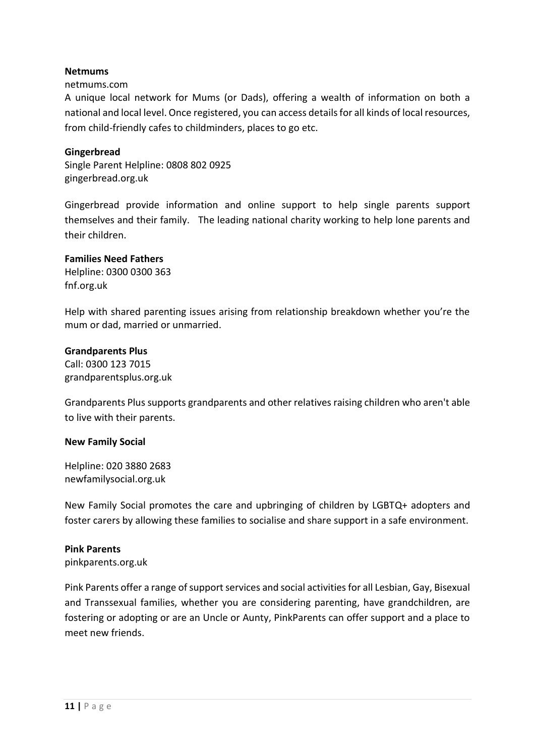**Netmums**

netmums.com

A unique local network for Mums (or Dads), offering a wealth of information on both a national and local level. Once registered, you can access details for all kinds of local resources, from child-friendly cafes to childminders, places to go etc.

**Gingerbread**

Single Parent Helpline: 0808 802 0925

gingerbread.org.uk

Gingerbread provide information and online support to help single parents support themselves and their family. The leading national charity working to help lone parents and their children.

**Families Need Fathers**

Helpline: 0300 0300 363

fnf.org.uk

Help with shared parenting issues arising from relationship breakdown whether you're the mum or dad, married or unmarried.

**Grandparents Plus**

Call: 0300 123 7015

grandparentsplus.org.uk

Grandparents Plus supports grandparents and other relatives raising children who aren't able to live with their parents.

**New Family Social**

Helpline: 020 3880 2683

newfamilysocial.org.uk

New Family Social promotes the care and upbringing of children by LGBTQ+ adopters and foster carers by allowing these families to socialise and share support in a safe environment.

**Pink Parents**

pinkparents.org.uk

Pink Parents offer a range of support services and social activities for all Lesbian, Gay, Bisexual and Transsexual families, whether you are considering parenting, have grandchildren, are fostering or adopting or are an Uncle or Aunty, PinkParents can offer support and a place to meet new friends.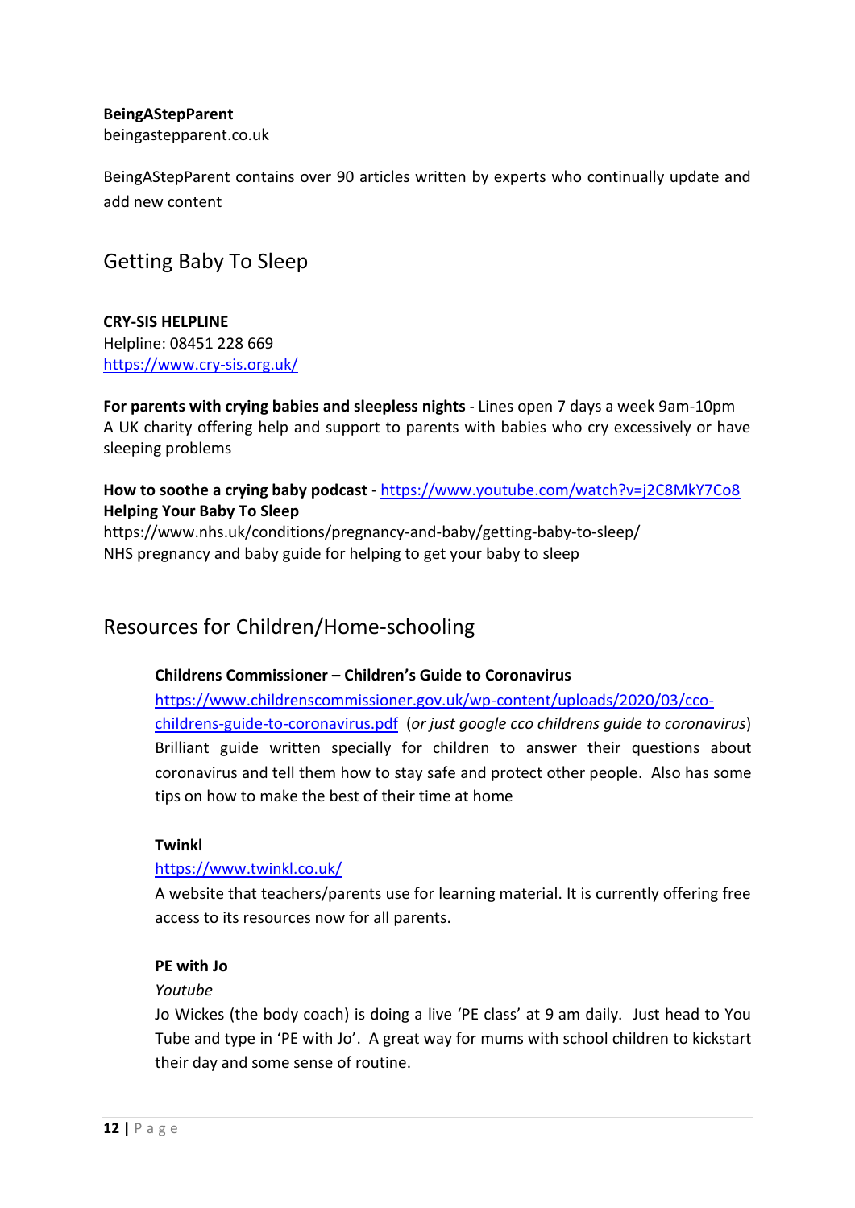**BeingAStepParent**
beingastepparent.co.uk

BeingAStepParent contains over 90 articles written by experts who continually update and add new content

## Getting Baby To Sleep

**CRY-SIS HELPLINE**
Helpline: 08451 228 669
https://www.cry-sis.org.uk/

**For parents with crying babies and sleepless nights** - Lines open 7 days a week 9am-10pm
A UK charity offering help and support to parents with babies who cry excessively or have sleeping problems

**How to soothe a crying baby podcast** - https://www.youtube.com/watch?v=j2C8MkY7Co8
**Helping Your Baby To Sleep**
https://www.nhs.uk/conditions/pregnancy-and-baby/getting-baby-to-sleep/
NHS pregnancy and baby guide for helping to get your baby to sleep

## Resources for Children/Home-schooling

**Childrens Commissioner – Children's Guide to Coronavirus**
https://www.childrenscommissioner.gov.uk/wp-content/uploads/2020/03/cco-childrens-guide-to-coronavirus.pdf (*or just google cco childrens guide to coronavirus*)
Brilliant guide written specially for children to answer their questions about coronavirus and tell them how to stay safe and protect other people. Also has some tips on how to make the best of their time at home

**Twinkl**
https://www.twinkl.co.uk/
A website that teachers/parents use for learning material. It is currently offering free access to its resources now for all parents.

**PE with Jo**
*Youtube*
Jo Wickes (the body coach) is doing a live 'PE class' at 9 am daily. Just head to You Tube and type in 'PE with Jo'. A great way for mums with school children to kickstart their day and some sense of routine.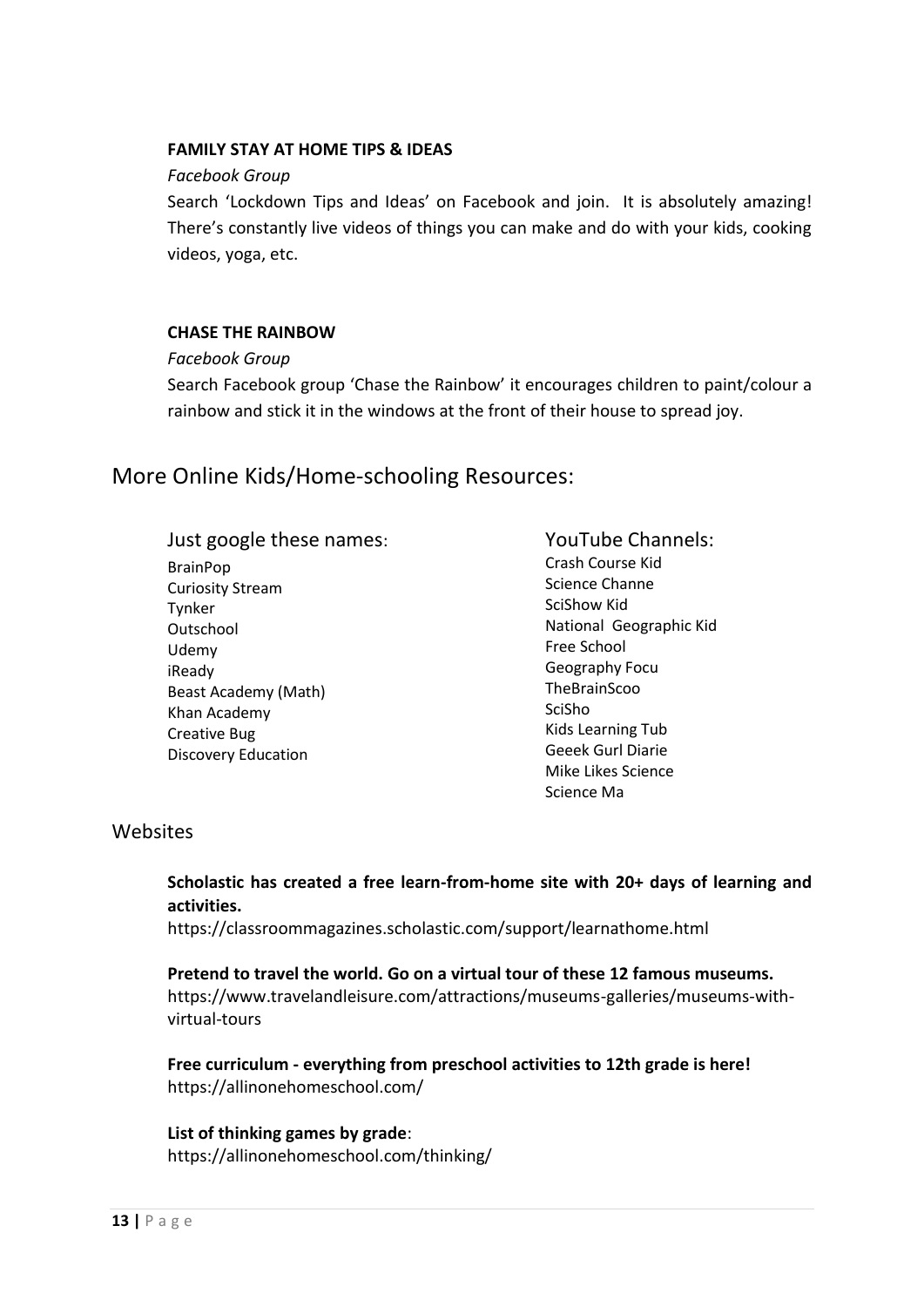**FAMILY STAY AT HOME TIPS & IDEAS**

*Facebook Group*

Search 'Lockdown Tips and Ideas' on Facebook and join. It is absolutely amazing! There's constantly live videos of things you can make and do with your kids, cooking videos, yoga, etc.

**CHASE THE RAINBOW**

*Facebook Group*

Search Facebook group 'Chase the Rainbow' it encourages children to paint/colour a rainbow and stick it in the windows at the front of their house to spread joy.

## More Online Kids/Home-schooling Resources:

### Just google these names:

BrainPop
Curiosity Stream
Tynker
Outschool
Udemy
iReady
Beast Academy (Math)
Khan Academy
Creative Bug
Discovery Education

### YouTube Channels:

Crash Course Kid
Science Channe
SciShow Kid
National Geographic Kid
Free School
Geography Focu
TheBrainScoo
SciSho
Kids Learning Tub
Geeek Gurl Diarie
Mike Likes Science
Science Ma

### Websites

**Scholastic has created a free learn-from-home site with 20+ days of learning and activities.**
https://classroommagazines.scholastic.com/support/learnathome.html

**Pretend to travel the world. Go on a virtual tour of these 12 famous museums.**
https://www.travelandleisure.com/attractions/museums-galleries/museums-with-virtual-tours

**Free curriculum - everything from preschool activities to 12th grade is here!**
https://allinonehomeschool.com/

**List of thinking games by grade**:
https://allinonehomeschool.com/thinking/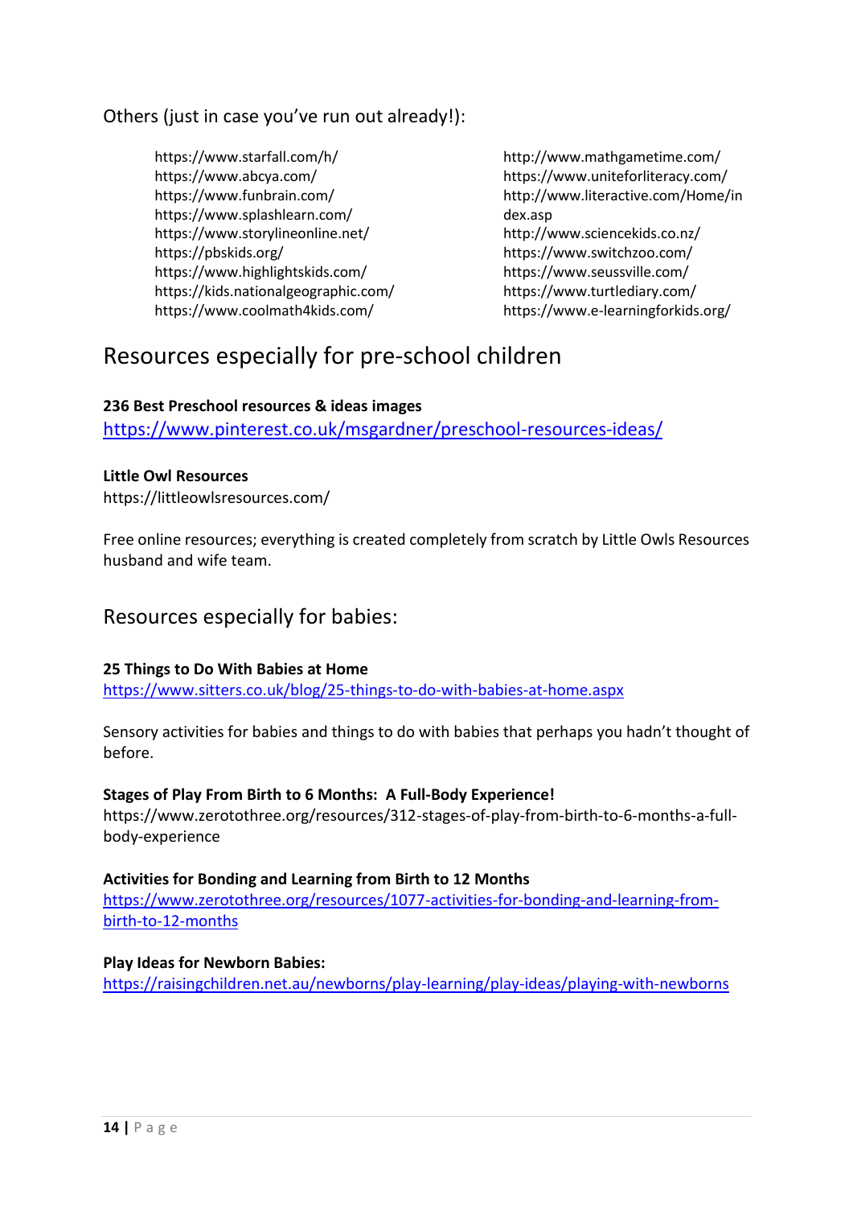Others (just in case you've run out already!):

- https://www.starfall.com/h/
- https://www.abcya.com/
- https://www.funbrain.com/
- https://www.splashlearn.com/
- https://www.storylineonline.net/
- https://pbskids.org/
- https://www.highlightskids.com/
- https://kids.nationalgeographic.com/
- https://www.coolmath4kids.com/
- http://www.mathgametime.com/
- https://www.uniteforliteracy.com/
- http://www.literactive.com/Home/index.asp
- http://www.sciencekids.co.nz/
- https://www.switchzoo.com/
- https://www.seussville.com/
- https://www.turtlediary.com/
- https://www.e-learningforkids.org/

## Resources especially for pre-school children

**236 Best Preschool resources & ideas images**
https://www.pinterest.co.uk/msgardner/preschool-resources-ideas/

**Little Owl Resources**
https://littleowlsresources.com/

Free online resources; everything is created completely from scratch by Little Owls Resources husband and wife team.

## Resources especially for babies:

**25 Things to Do With Babies at Home**
https://www.sitters.co.uk/blog/25-things-to-do-with-babies-at-home.aspx

Sensory activities for babies and things to do with babies that perhaps you hadn't thought of before.

**Stages of Play From Birth to 6 Months: A Full-Body Experience!**
https://www.zerotothree.org/resources/312-stages-of-play-from-birth-to-6-months-a-full-body-experience

**Activities for Bonding and Learning from Birth to 12 Months**
https://www.zerotothree.org/resources/1077-activities-for-bonding-and-learning-from-birth-to-12-months

**Play Ideas for Newborn Babies:**
https://raisingchildren.net.au/newborns/play-learning/play-ideas/playing-with-newborns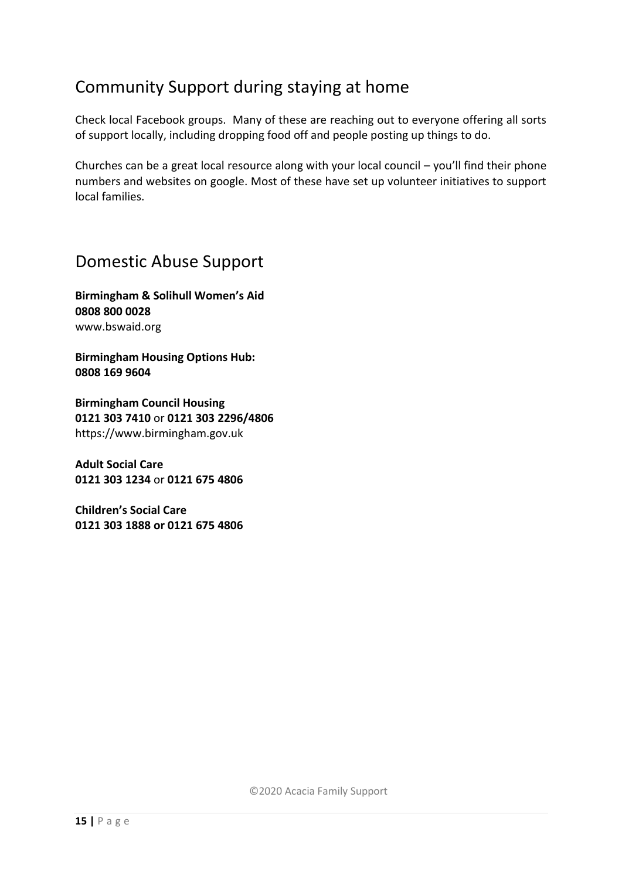## Community Support during staying at home

Check local Facebook groups. Many of these are reaching out to everyone offering all sorts of support locally, including dropping food off and people posting up things to do.

Churches can be a great local resource along with your local council – you'll find their phone numbers and websites on google. Most of these have set up volunteer initiatives to support local families.

## Domestic Abuse Support

**Birmingham & Solihull Women's Aid**
**0808 800 0028**
www.bswaid.org

**Birmingham Housing Options Hub:**
**0808 169 9604**

**Birmingham Council Housing**
**0121 303 7410** or **0121 303 2296/4806**
https://www.birmingham.gov.uk

**Adult Social Care**
**0121 303 1234** or **0121 675 4806**

**Children's Social Care**
**0121 303 1888 or 0121 675 4806**

©2020 Acacia Family Support